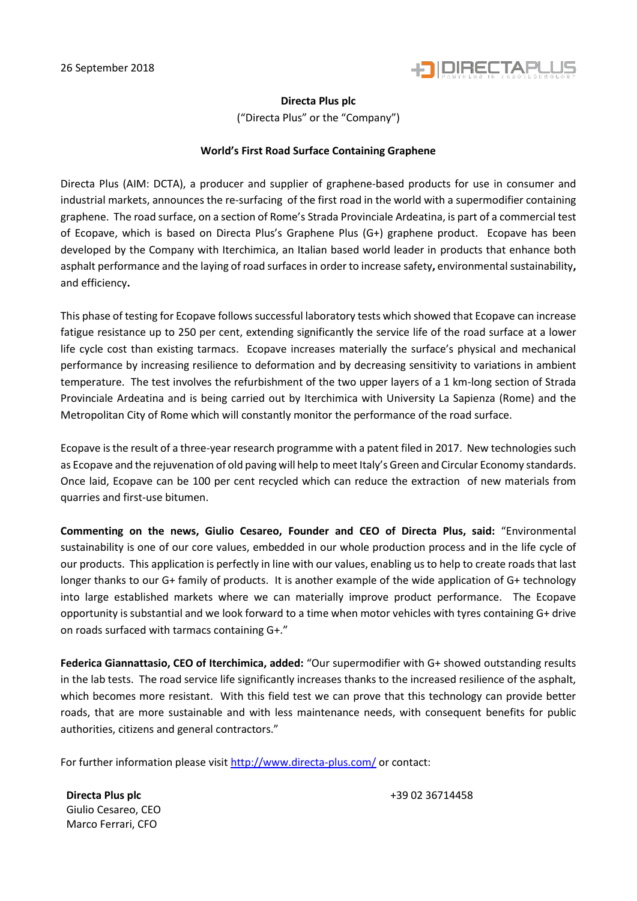26 September 2018

**Directa Plus plc**

("Directa Plus" or the "Company")

**World's First Road Surface Containing Graphene**

Directa Plus (AIM: DCTA), a producer and supplier of graphene-based products for use in consumer and industrial markets, announces the re-surfacing of the first road in the world with a supermodifier containing graphene. The road surface, on a section of Rome's Strada Provinciale Ardeatina, is part of a commercial test of Ecopave, which is based on Directa Plus's Graphene Plus (G+) graphene product. Ecopave has been developed by the Company with Iterchimica, an Italian based world leader in products that enhance both asphalt performance and the laying of road surfaces in order to increase safety**,** environmental sustainability**,** and efficiency**.**

This phase of testing for Ecopave follows successful laboratory tests which showed that Ecopave can increase fatigue resistance up to 250 per cent, extending significantly the service life of the road surface at a lower life cycle cost than existing tarmacs. Ecopave increases materially the surface's physical and mechanical performance by increasing resilience to deformation and by decreasing sensitivity to variations in ambient temperature. The test involves the refurbishment of the two upper layers of a 1 km-long section of Strada Provinciale Ardeatina and is being carried out by Iterchimica with University La Sapienza (Rome) and the Metropolitan City of Rome which will constantly monitor the performance of the road surface.

Ecopave is the result of a three-year research programme with a patent filed in 2017. New technologies such as Ecopave and the rejuvenation of old paving will help to meet Italy's Green and Circular Economy standards. Once laid, Ecopave can be 100 per cent recycled which can reduce the extraction of new materials from quarries and first-use bitumen.

**Commenting on the news, Giulio Cesareo, Founder and CEO of Directa Plus, said:** "Environmental sustainability is one of our core values, embedded in our whole production process and in the life cycle of our products. This application is perfectly in line with our values, enabling us to help to create roads that last longer thanks to our G+ family of products. It is another example of the wide application of G+ technology into large established markets where we can materially improve product performance. The Ecopave opportunity is substantial and we look forward to a time when motor vehicles with tyres containing G+ drive on roads surfaced with tarmacs containing G+."

**Federica Giannattasio, CEO of Iterchimica, added:** "Our supermodifier with G+ showed outstanding results in the lab tests. The road service life significantly increases thanks to the increased resilience of the asphalt, which becomes more resistant. With this field test we can prove that this technology can provide better roads, that are more sustainable and with less maintenance needs, with consequent benefits for public authorities, citizens and general contractors."

For further information please visit http://www.directa-plus.com/ or contact:

**Directa Plus plc**
Giulio Cesareo, CEO
Marco Ferrari, CFO

+39 02 36714458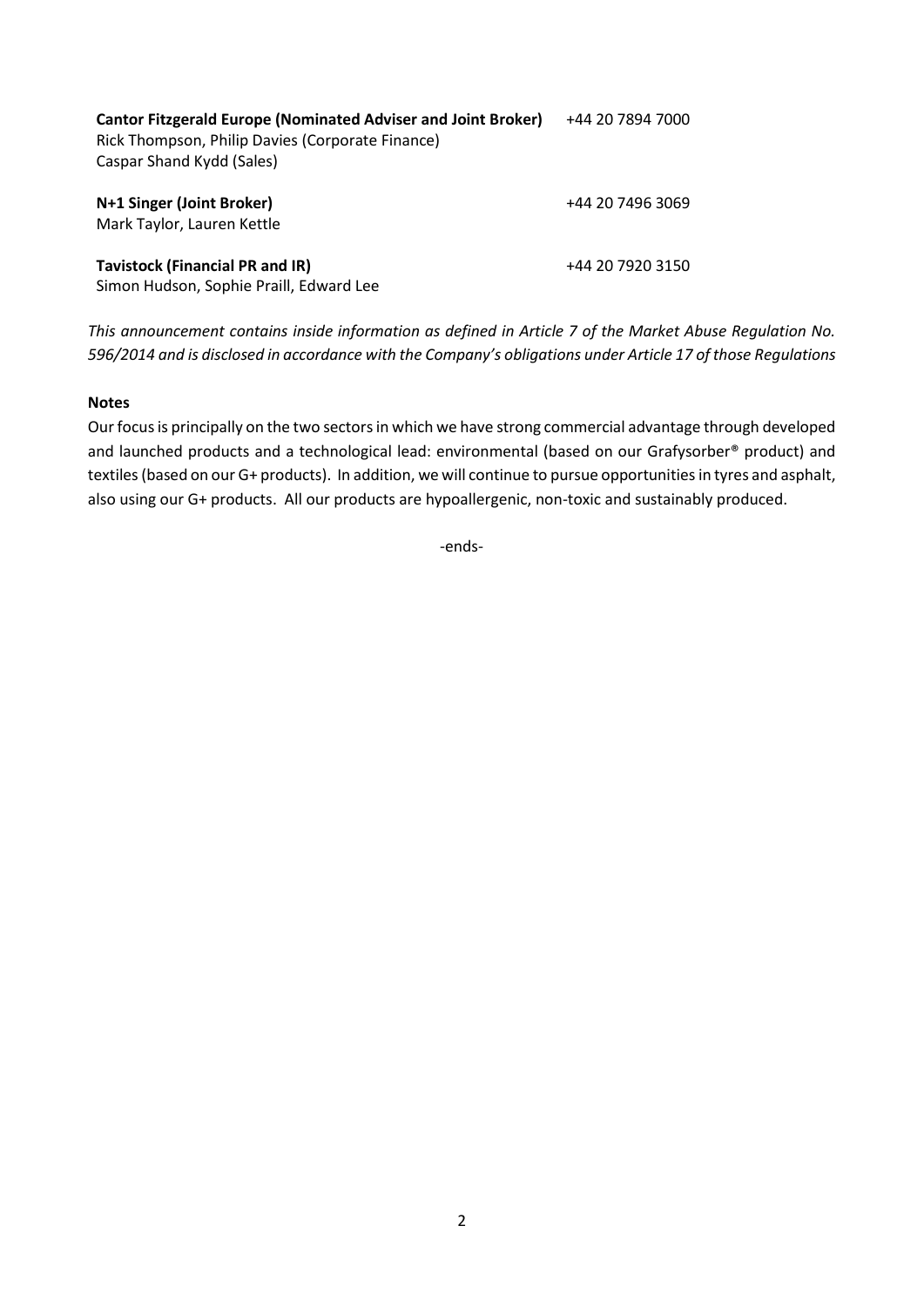**Cantor Fitzgerald Europe (Nominated Adviser and Joint Broker)** +44 20 7894 7000
Rick Thompson, Philip Davies (Corporate Finance)
Caspar Shand Kydd (Sales)

**N+1 Singer (Joint Broker)** +44 20 7496 3069
Mark Taylor, Lauren Kettle

**Tavistock (Financial PR and IR)** +44 20 7920 3150
Simon Hudson, Sophie Praill, Edward Lee

*This announcement contains inside information as defined in Article 7 of the Market Abuse Regulation No. 596/2014 and is disclosed in accordance with the Company's obligations under Article 17 of those Regulations*

**Notes**

Our focus is principally on the two sectors in which we have strong commercial advantage through developed and launched products and a technological lead: environmental (based on our Grafysorber® product) and textiles (based on our G+ products). In addition, we will continue to pursue opportunities in tyres and asphalt, also using our G+ products. All our products are hypoallergenic, non-toxic and sustainably produced.

-ends-